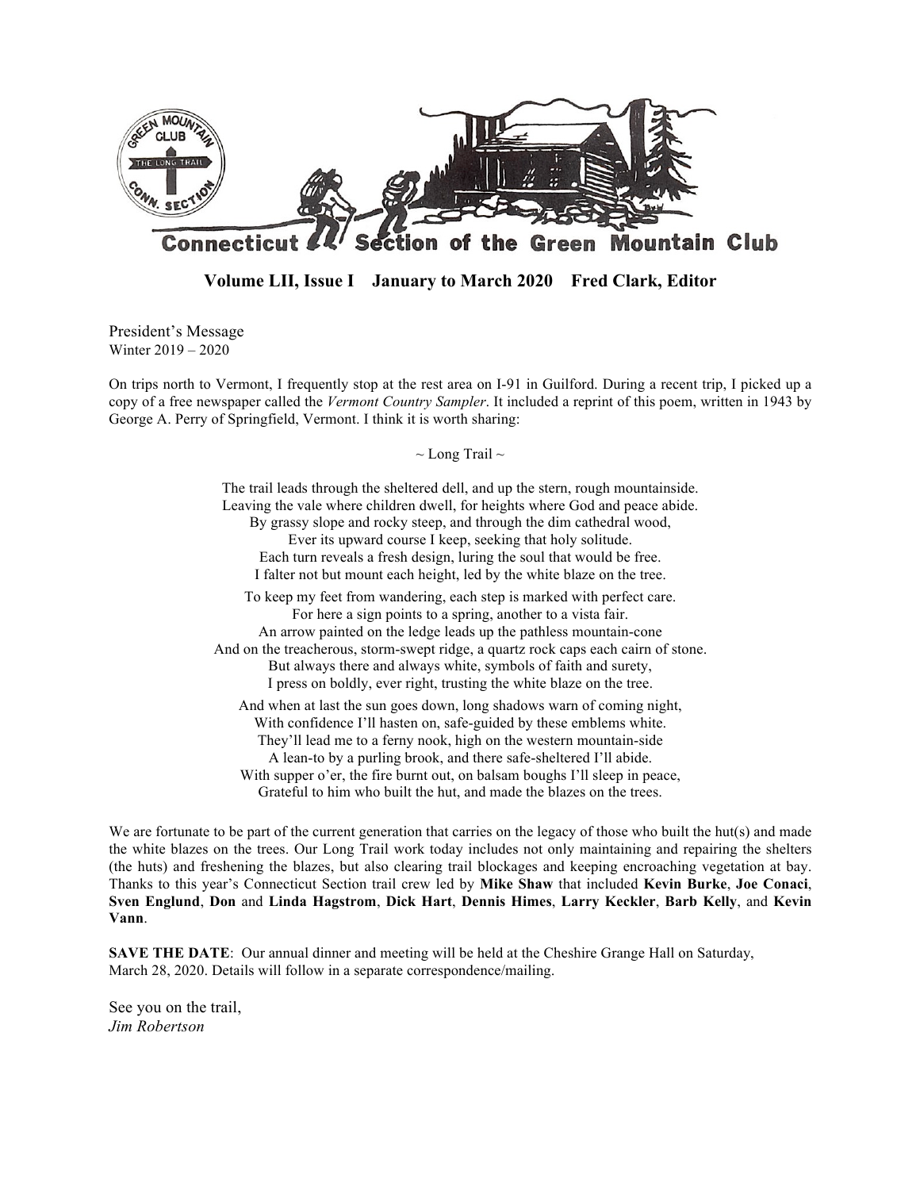# Connecticut Section of the Green Mountain Club

**Volume LII, Issue I    January to March 2020    Fred Clark, Editor**

## President's Message
Winter 2019 – 2020

On trips north to Vermont, I frequently stop at the rest area on I-91 in Guilford. During a recent trip, I picked up a copy of a free newspaper called the *Vermont Country Sampler*. It included a reprint of this poem, written in 1943 by George A. Perry of Springfield, Vermont. I think it is worth sharing:

~ Long Trail ~

The trail leads through the sheltered dell, and up the stern, rough mountainside.
Leaving the vale where children dwell, for heights where God and peace abide.
By grassy slope and rocky steep, and through the dim cathedral wood,
Ever its upward course I keep, seeking that holy solitude.
Each turn reveals a fresh design, luring the soul that would be free.
I falter not but mount each height, led by the white blaze on the tree.

To keep my feet from wandering, each step is marked with perfect care.
For here a sign points to a spring, another to a vista fair.
An arrow painted on the ledge leads up the pathless mountain-cone
And on the treacherous, storm-swept ridge, a quartz rock caps each cairn of stone.
But always there and always white, symbols of faith and surety,
I press on boldly, ever right, trusting the white blaze on the tree.

And when at last the sun goes down, long shadows warn of coming night,
With confidence I'll hasten on, safe-guided by these emblems white.
They'll lead me to a ferny nook, high on the western mountain-side
A lean-to by a purling brook, and there safe-sheltered I'll abide.
With supper o'er, the fire burnt out, on balsam boughs I'll sleep in peace,
Grateful to him who built the hut, and made the blazes on the trees.

We are fortunate to be part of the current generation that carries on the legacy of those who built the hut(s) and made the white blazes on the trees. Our Long Trail work today includes not only maintaining and repairing the shelters (the huts) and freshening the blazes, but also clearing trail blockages and keeping encroaching vegetation at bay. Thanks to this year's Connecticut Section trail crew led by **Mike Shaw** that included **Kevin Burke**, **Joe Conaci**, **Sven Englund**, **Don** and **Linda Hagstrom**, **Dick Hart**, **Dennis Himes**, **Larry Keckler**, **Barb Kelly**, and **Kevin Vann**.

**SAVE THE DATE**: Our annual dinner and meeting will be held at the Cheshire Grange Hall on Saturday, March 28, 2020. Details will follow in a separate correspondence/mailing.

See you on the trail,
*Jim Robertson*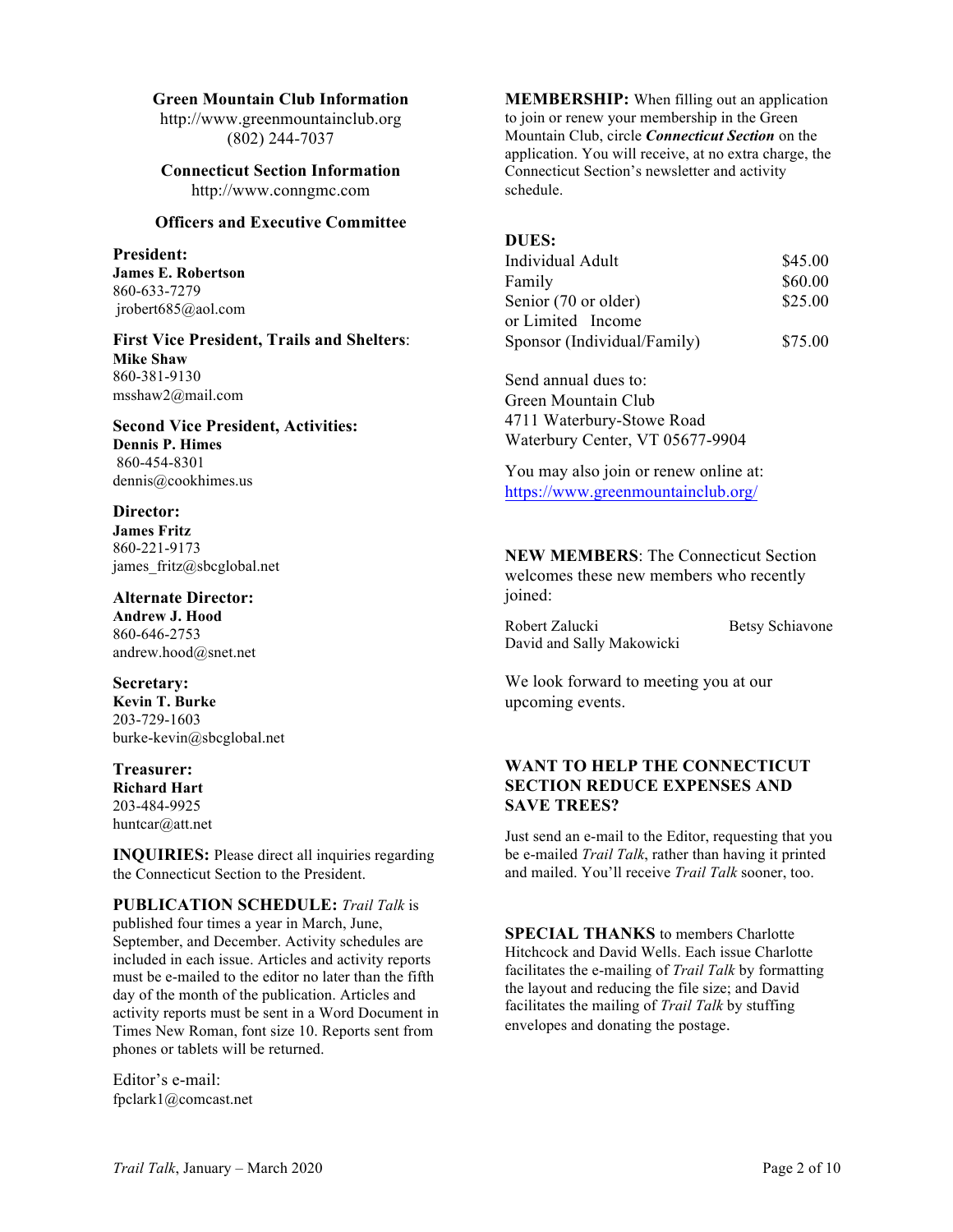**Green Mountain Club Information**
http://www.greenmountainclub.org
(802) 244-7037

**Connecticut Section Information**
http://www.conngmc.com

**Officers and Executive Committee**

**President:**
**James E. Robertson**
860-633-7279
jrobert685@aol.com

**First Vice President, Trails and Shelters**:
**Mike Shaw**
860-381-9130
msshaw2@mail.com

**Second Vice President, Activities:**
**Dennis P. Himes**
860-454-8301
dennis@cookhimes.us

**Director:**
**James Fritz**
860-221-9173
james_fritz@sbcglobal.net

**Alternate Director:**
**Andrew J. Hood**
860-646-2753
andrew.hood@snet.net

**Secretary:**
**Kevin T. Burke**
203-729-1603
burke-kevin@sbcglobal.net

**Treasurer:**
**Richard Hart**
203-484-9925
huntcar@att.net

**INQUIRIES:** Please direct all inquiries regarding the Connecticut Section to the President.

**PUBLICATION SCHEDULE:** *Trail Talk* is published four times a year in March, June, September, and December. Activity schedules are included in each issue. Articles and activity reports must be e-mailed to the editor no later than the fifth day of the month of the publication. Articles and activity reports must be sent in a Word Document in Times New Roman, font size 10. Reports sent from phones or tablets will be returned.

Editor's e-mail:
fpclark1@comcast.net

**MEMBERSHIP:** When filling out an application to join or renew your membership in the Green Mountain Club, circle ***Connecticut Section*** on the application. You will receive, at no extra charge, the Connecticut Section's newsletter and activity schedule.

**DUES:**

| | |
|---|---|
| Individual Adult | \$45.00 |
| Family | \$60.00 |
| Senior (70 or older) or Limited Income | \$25.00 |
| Sponsor (Individual/Family) | \$75.00 |

Send annual dues to:
Green Mountain Club
4711 Waterbury-Stowe Road
Waterbury Center, VT 05677-9904

You may also join or renew online at:
https://www.greenmountainclub.org/

**NEW MEMBERS**: The Connecticut Section welcomes these new members who recently joined:

Robert Zalucki
Betsy Schiavone
David and Sally Makowicki

We look forward to meeting you at our upcoming events.

**WANT TO HELP THE CONNECTICUT SECTION REDUCE EXPENSES AND SAVE TREES?**

Just send an e-mail to the Editor, requesting that you be e-mailed *Trail Talk*, rather than having it printed and mailed. You'll receive *Trail Talk* sooner, too.

**SPECIAL THANKS** to members Charlotte Hitchcock and David Wells. Each issue Charlotte facilitates the e-mailing of *Trail Talk* by formatting the layout and reducing the file size; and David facilitates the mailing of *Trail Talk* by stuffing envelopes and donating the postage.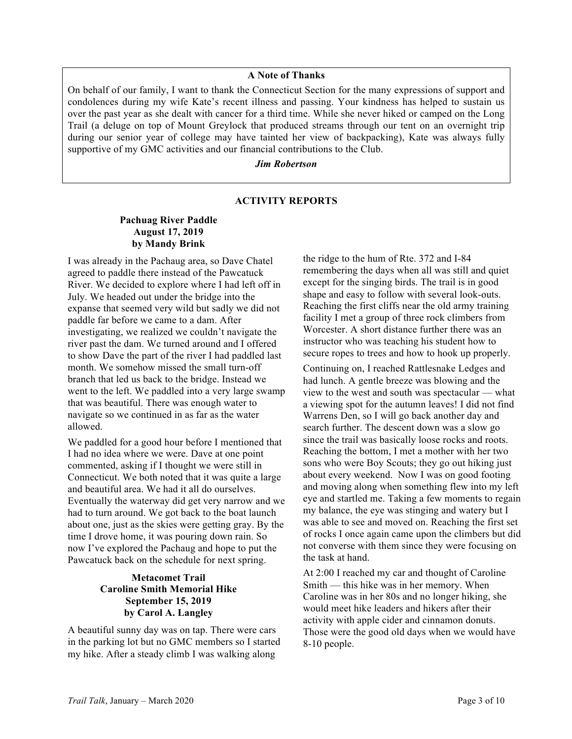## A Note of Thanks

On behalf of our family, I want to thank the Connecticut Section for the many expressions of support and condolences during my wife Kate's recent illness and passing. Your kindness has helped to sustain us over the past year as she dealt with cancer for a third time. While she never hiked or camped on the Long Trail (a deluge on top of Mount Greylock that produced streams through our tent on an overnight trip during our senior year of college may have tainted her view of backpacking), Kate was always fully supportive of my GMC activities and our financial contributions to the Club.

***Jim Robertson***

## ACTIVITY REPORTS

### Pachuag River Paddle
**August 17, 2019**
**by Mandy Brink**

I was already in the Pachaug area, so Dave Chatel agreed to paddle there instead of the Pawcatuck River. We decided to explore where I had left off in July. We headed out under the bridge into the expanse that seemed very wild but sadly we did not paddle far before we came to a dam. After investigating, we realized we couldn't navigate the river past the dam. We turned around and I offered to show Dave the part of the river I had paddled last month. We somehow missed the small turn-off branch that led us back to the bridge. Instead we went to the left. We paddled into a very large swamp that was beautiful. There was enough water to navigate so we continued in as far as the water allowed.

We paddled for a good hour before I mentioned that I had no idea where we were. Dave at one point commented, asking if I thought we were still in Connecticut. We both noted that it was quite a large and beautiful area. We had it all do ourselves. Eventually the waterway did get very narrow and we had to turn around. We got back to the boat launch about one, just as the skies were getting gray. By the time I drove home, it was pouring down rain. So now I've explored the Pachaug and hope to put the Pawcatuck back on the schedule for next spring.

### Metacomet Trail
### Caroline Smith Memorial Hike
**September 15, 2019**
**by Carol A. Langley**

A beautiful sunny day was on tap. There were cars in the parking lot but no GMC members so I started my hike. After a steady climb I was walking along the ridge to the hum of Rte. 372 and I-84 remembering the days when all was still and quiet except for the singing birds. The trail is in good shape and easy to follow with several look-outs. Reaching the first cliffs near the old army training facility I met a group of three rock climbers from Worcester. A short distance further there was an instructor who was teaching his student how to secure ropes to trees and how to hook up properly.

Continuing on, I reached Rattlesnake Ledges and had lunch. A gentle breeze was blowing and the view to the west and south was spectacular — what a viewing spot for the autumn leaves! I did not find Warrens Den, so I will go back another day and search further. The descent down was a slow go since the trail was basically loose rocks and roots. Reaching the bottom, I met a mother with her two sons who were Boy Scouts; they go out hiking just about every weekend. Now I was on good footing and moving along when something flew into my left eye and startled me. Taking a few moments to regain my balance, the eye was stinging and watery but I was able to see and moved on. Reaching the first set of rocks I once again came upon the climbers but did not converse with them since they were focusing on the task at hand.

At 2:00 I reached my car and thought of Caroline Smith — this hike was in her memory. When Caroline was in her 80s and no longer hiking, she would meet hike leaders and hikers after their activity with apple cider and cinnamon donuts. Those were the good old days when we would have 8-10 people.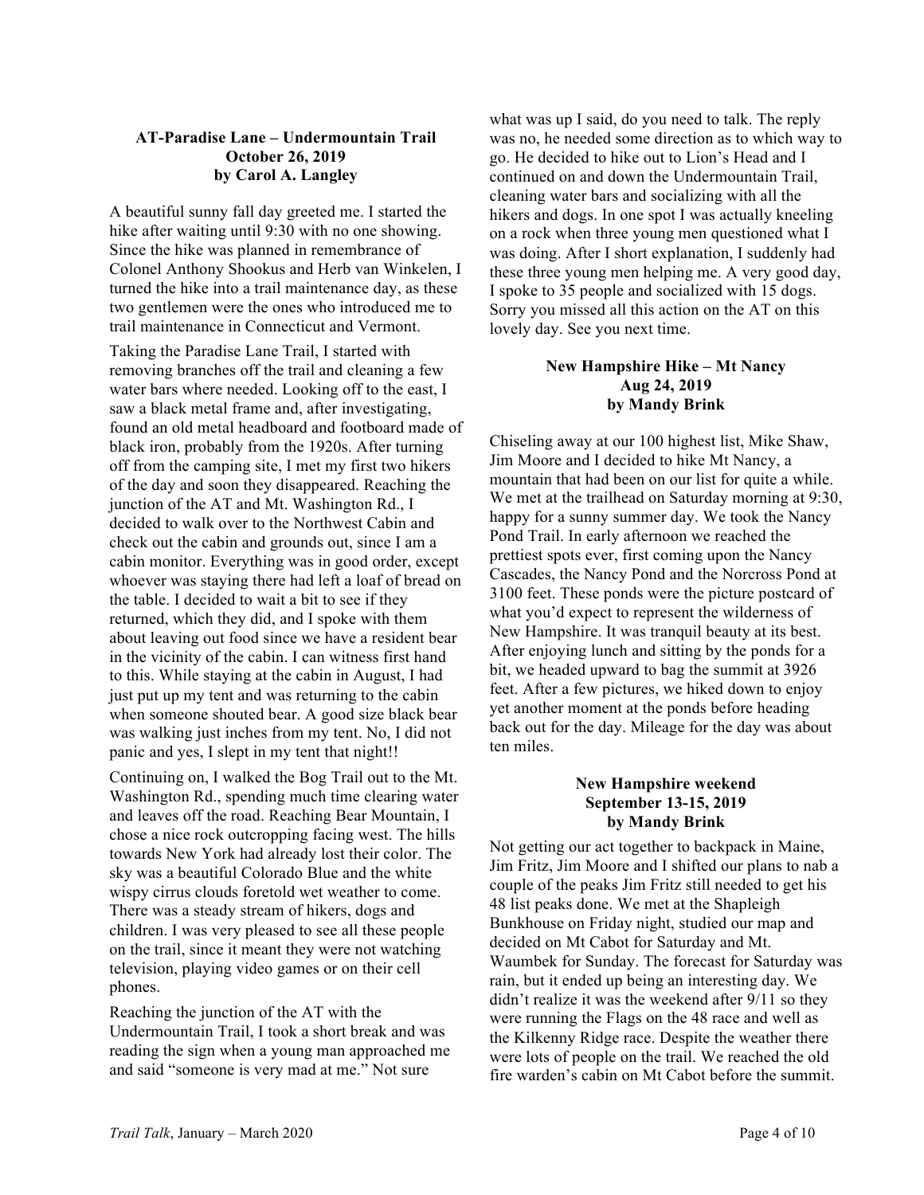### AT-Paradise Lane – Undermountain Trail
**October 26, 2019**
**by Carol A. Langley**

A beautiful sunny fall day greeted me. I started the hike after waiting until 9:30 with no one showing. Since the hike was planned in remembrance of Colonel Anthony Shookus and Herb van Winkelen, I turned the hike into a trail maintenance day, as these two gentlemen were the ones who introduced me to trail maintenance in Connecticut and Vermont.

Taking the Paradise Lane Trail, I started with removing branches off the trail and cleaning a few water bars where needed. Looking off to the east, I saw a black metal frame and, after investigating, found an old metal headboard and footboard made of black iron, probably from the 1920s. After turning off from the camping site, I met my first two hikers of the day and soon they disappeared. Reaching the junction of the AT and Mt. Washington Rd., I decided to walk over to the Northwest Cabin and check out the cabin and grounds out, since I am a cabin monitor. Everything was in good order, except whoever was staying there had left a loaf of bread on the table. I decided to wait a bit to see if they returned, which they did, and I spoke with them about leaving out food since we have a resident bear in the vicinity of the cabin. I can witness first hand to this. While staying at the cabin in August, I had just put up my tent and was returning to the cabin when someone shouted bear. A good size black bear was walking just inches from my tent. No, I did not panic and yes, I slept in my tent that night!!

Continuing on, I walked the Bog Trail out to the Mt. Washington Rd., spending much time clearing water and leaves off the road. Reaching Bear Mountain, I chose a nice rock outcropping facing west. The hills towards New York had already lost their color. The sky was a beautiful Colorado Blue and the white wispy cirrus clouds foretold wet weather to come. There was a steady stream of hikers, dogs and children. I was very pleased to see all these people on the trail, since it meant they were not watching television, playing video games or on their cell phones.

Reaching the junction of the AT with the Undermountain Trail, I took a short break and was reading the sign when a young man approached me and said "someone is very mad at me." Not sure what was up I said, do you need to talk. The reply was no, he needed some direction as to which way to go. He decided to hike out to Lion's Head and I continued on and down the Undermountain Trail, cleaning water bars and socializing with all the hikers and dogs. In one spot I was actually kneeling on a rock when three young men questioned what I was doing. After I short explanation, I suddenly had these three young men helping me. A very good day, I spoke to 35 people and socialized with 15 dogs. Sorry you missed all this action on the AT on this lovely day. See you next time.

### New Hampshire Hike – Mt Nancy
**Aug 24, 2019**
**by Mandy Brink**

Chiseling away at our 100 highest list, Mike Shaw, Jim Moore and I decided to hike Mt Nancy, a mountain that had been on our list for quite a while. We met at the trailhead on Saturday morning at 9:30, happy for a sunny summer day. We took the Nancy Pond Trail. In early afternoon we reached the prettiest spots ever, first coming upon the Nancy Cascades, the Nancy Pond and the Norcross Pond at 3100 feet. These ponds were the picture postcard of what you'd expect to represent the wilderness of New Hampshire. It was tranquil beauty at its best. After enjoying lunch and sitting by the ponds for a bit, we headed upward to bag the summit at 3926 feet. After a few pictures, we hiked down to enjoy yet another moment at the ponds before heading back out for the day. Mileage for the day was about ten miles.

### New Hampshire weekend
**September 13-15, 2019**
**by Mandy Brink**

Not getting our act together to backpack in Maine, Jim Fritz, Jim Moore and I shifted our plans to nab a couple of the peaks Jim Fritz still needed to get his 48 list peaks done. We met at the Shapleigh Bunkhouse on Friday night, studied our map and decided on Mt Cabot for Saturday and Mt. Waumbek for Sunday. The forecast for Saturday was rain, but it ended up being an interesting day. We didn't realize it was the weekend after 9/11 so they were running the Flags on the 48 race and well as the Kilkenny Ridge race. Despite the weather there were lots of people on the trail. We reached the old fire warden's cabin on Mt Cabot before the summit.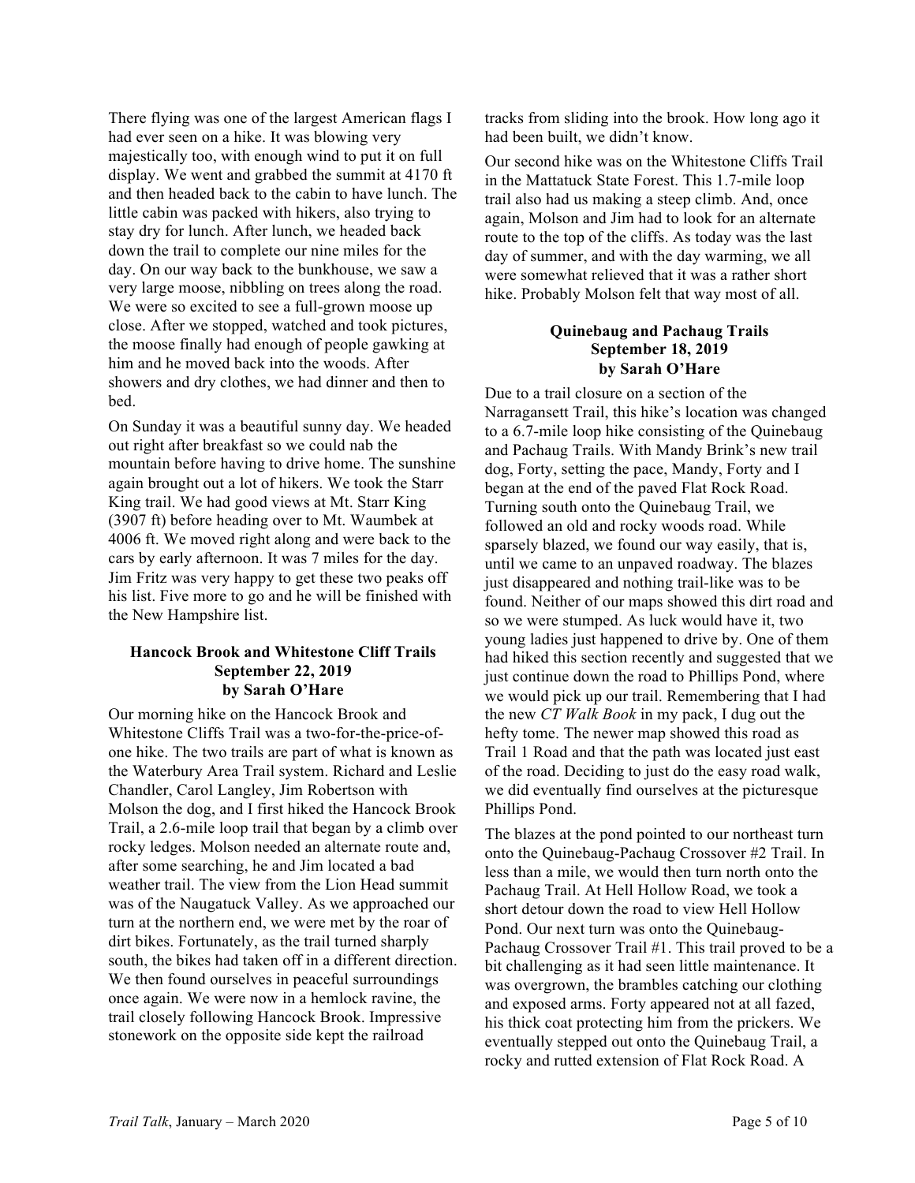There flying was one of the largest American flags I had ever seen on a hike. It was blowing very majestically too, with enough wind to put it on full display. We went and grabbed the summit at 4170 ft and then headed back to the cabin to have lunch. The little cabin was packed with hikers, also trying to stay dry for lunch. After lunch, we headed back down the trail to complete our nine miles for the day. On our way back to the bunkhouse, we saw a very large moose, nibbling on trees along the road. We were so excited to see a full-grown moose up close. After we stopped, watched and took pictures, the moose finally had enough of people gawking at him and he moved back into the woods. After showers and dry clothes, we had dinner and then to bed.

On Sunday it was a beautiful sunny day. We headed out right after breakfast so we could nab the mountain before having to drive home. The sunshine again brought out a lot of hikers. We took the Starr King trail. We had good views at Mt. Starr King (3907 ft) before heading over to Mt. Waumbek at 4006 ft. We moved right along and were back to the cars by early afternoon. It was 7 miles for the day. Jim Fritz was very happy to get these two peaks off his list. Five more to go and he will be finished with the New Hampshire list.

### Hancock Brook and Whitestone Cliff Trails
**September 22, 2019**
**by Sarah O'Hare**

Our morning hike on the Hancock Brook and Whitestone Cliffs Trail was a two-for-the-price-of-one hike. The two trails are part of what is known as the Waterbury Area Trail system. Richard and Leslie Chandler, Carol Langley, Jim Robertson with Molson the dog, and I first hiked the Hancock Brook Trail, a 2.6-mile loop trail that began by a climb over rocky ledges. Molson needed an alternate route and, after some searching, he and Jim located a bad weather trail. The view from the Lion Head summit was of the Naugatuck Valley. As we approached our turn at the northern end, we were met by the roar of dirt bikes. Fortunately, as the trail turned sharply south, the bikes had taken off in a different direction. We then found ourselves in peaceful surroundings once again. We were now in a hemlock ravine, the trail closely following Hancock Brook. Impressive stonework on the opposite side kept the railroad tracks from sliding into the brook. How long ago it had been built, we didn't know.

Our second hike was on the Whitestone Cliffs Trail in the Mattatuck State Forest. This 1.7-mile loop trail also had us making a steep climb. And, once again, Molson and Jim had to look for an alternate route to the top of the cliffs. As today was the last day of summer, and with the day warming, we all were somewhat relieved that it was a rather short hike. Probably Molson felt that way most of all.

### Quinebaug and Pachaug Trails
**September 18, 2019**
**by Sarah O'Hare**

Due to a trail closure on a section of the Narragansett Trail, this hike's location was changed to a 6.7-mile loop hike consisting of the Quinebaug and Pachaug Trails. With Mandy Brink's new trail dog, Forty, setting the pace, Mandy, Forty and I began at the end of the paved Flat Rock Road. Turning south onto the Quinebaug Trail, we followed an old and rocky woods road. While sparsely blazed, we found our way easily, that is, until we came to an unpaved roadway. The blazes just disappeared and nothing trail-like was to be found. Neither of our maps showed this dirt road and so we were stumped. As luck would have it, two young ladies just happened to drive by. One of them had hiked this section recently and suggested that we just continue down the road to Phillips Pond, where we would pick up our trail. Remembering that I had the new *CT Walk Book* in my pack, I dug out the hefty tome. The newer map showed this road as Trail 1 Road and that the path was located just east of the road. Deciding to just do the easy road walk, we did eventually find ourselves at the picturesque Phillips Pond.

The blazes at the pond pointed to our northeast turn onto the Quinebaug-Pachaug Crossover #2 Trail. In less than a mile, we would then turn north onto the Pachaug Trail. At Hell Hollow Road, we took a short detour down the road to view Hell Hollow Pond. Our next turn was onto the Quinebaug-Pachaug Crossover Trail #1. This trail proved to be a bit challenging as it had seen little maintenance. It was overgrown, the brambles catching our clothing and exposed arms. Forty appeared not at all fazed, his thick coat protecting him from the prickers. We eventually stepped out onto the Quinebaug Trail, a rocky and rutted extension of Flat Rock Road. A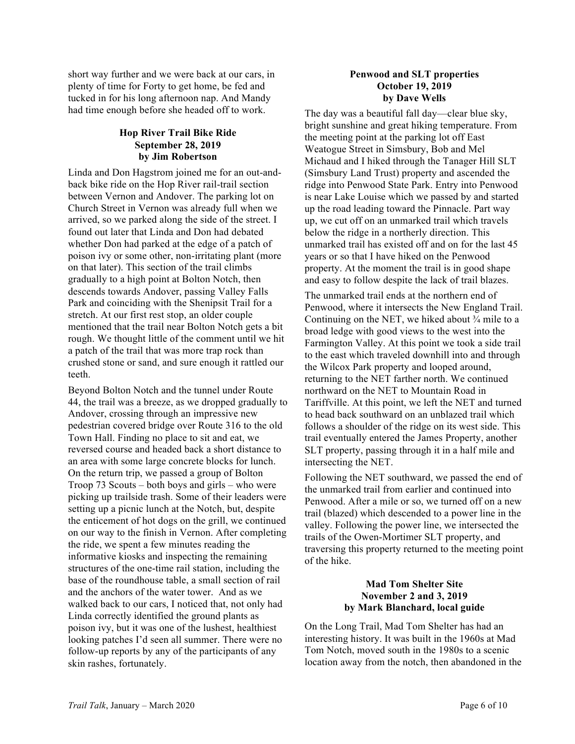short way further and we were back at our cars, in plenty of time for Forty to get home, be fed and tucked in for his long afternoon nap. And Mandy had time enough before she headed off to work.

### Hop River Trail Bike Ride
**September 28, 2019**
**by Jim Robertson**

Linda and Don Hagstrom joined me for an out-and-back bike ride on the Hop River rail-trail section between Vernon and Andover. The parking lot on Church Street in Vernon was already full when we arrived, so we parked along the side of the street. I found out later that Linda and Don had debated whether Don had parked at the edge of a patch of poison ivy or some other, non-irritating plant (more on that later). This section of the trail climbs gradually to a high point at Bolton Notch, then descends towards Andover, passing Valley Falls Park and coinciding with the Shenipsit Trail for a stretch. At our first rest stop, an older couple mentioned that the trail near Bolton Notch gets a bit rough. We thought little of the comment until we hit a patch of the trail that was more trap rock than crushed stone or sand, and sure enough it rattled our teeth.

Beyond Bolton Notch and the tunnel under Route 44, the trail was a breeze, as we dropped gradually to Andover, crossing through an impressive new pedestrian covered bridge over Route 316 to the old Town Hall. Finding no place to sit and eat, we reversed course and headed back a short distance to an area with some large concrete blocks for lunch. On the return trip, we passed a group of Bolton Troop 73 Scouts – both boys and girls – who were picking up trailside trash. Some of their leaders were setting up a picnic lunch at the Notch, but, despite the enticement of hot dogs on the grill, we continued on our way to the finish in Vernon. After completing the ride, we spent a few minutes reading the informative kiosks and inspecting the remaining structures of the one-time rail station, including the base of the roundhouse table, a small section of rail and the anchors of the water tower. And as we walked back to our cars, I noticed that, not only had Linda correctly identified the ground plants as poison ivy, but it was one of the lushest, healthiest looking patches I'd seen all summer. There were no follow-up reports by any of the participants of any skin rashes, fortunately.

### Penwood and SLT properties
**October 19, 2019**
**by Dave Wells**

The day was a beautiful fall day—clear blue sky, bright sunshine and great hiking temperature. From the meeting point at the parking lot off East Weatogue Street in Simsbury, Bob and Mel Michaud and I hiked through the Tanager Hill SLT (Simsbury Land Trust) property and ascended the ridge into Penwood State Park. Entry into Penwood is near Lake Louise which we passed by and started up the road leading toward the Pinnacle. Part way up, we cut off on an unmarked trail which travels below the ridge in a northerly direction. This unmarked trail has existed off and on for the last 45 years or so that I have hiked on the Penwood property. At the moment the trail is in good shape and easy to follow despite the lack of trail blazes.

The unmarked trail ends at the northern end of Penwood, where it intersects the New England Trail. Continuing on the NET, we hiked about ¾ mile to a broad ledge with good views to the west into the Farmington Valley. At this point we took a side trail to the east which traveled downhill into and through the Wilcox Park property and looped around, returning to the NET farther north. We continued northward on the NET to Mountain Road in Tariffville. At this point, we left the NET and turned to head back southward on an unblazed trail which follows a shoulder of the ridge on its west side. This trail eventually entered the James Property, another SLT property, passing through it in a half mile and intersecting the NET.

Following the NET southward, we passed the end of the unmarked trail from earlier and continued into Penwood. After a mile or so, we turned off on a new trail (blazed) which descended to a power line in the valley. Following the power line, we intersected the trails of the Owen-Mortimer SLT property, and traversing this property returned to the meeting point of the hike.

### Mad Tom Shelter Site
**November 2 and 3, 2019**
**by Mark Blanchard, local guide**

On the Long Trail, Mad Tom Shelter has had an interesting history. It was built in the 1960s at Mad Tom Notch, moved south in the 1980s to a scenic location away from the notch, then abandoned in the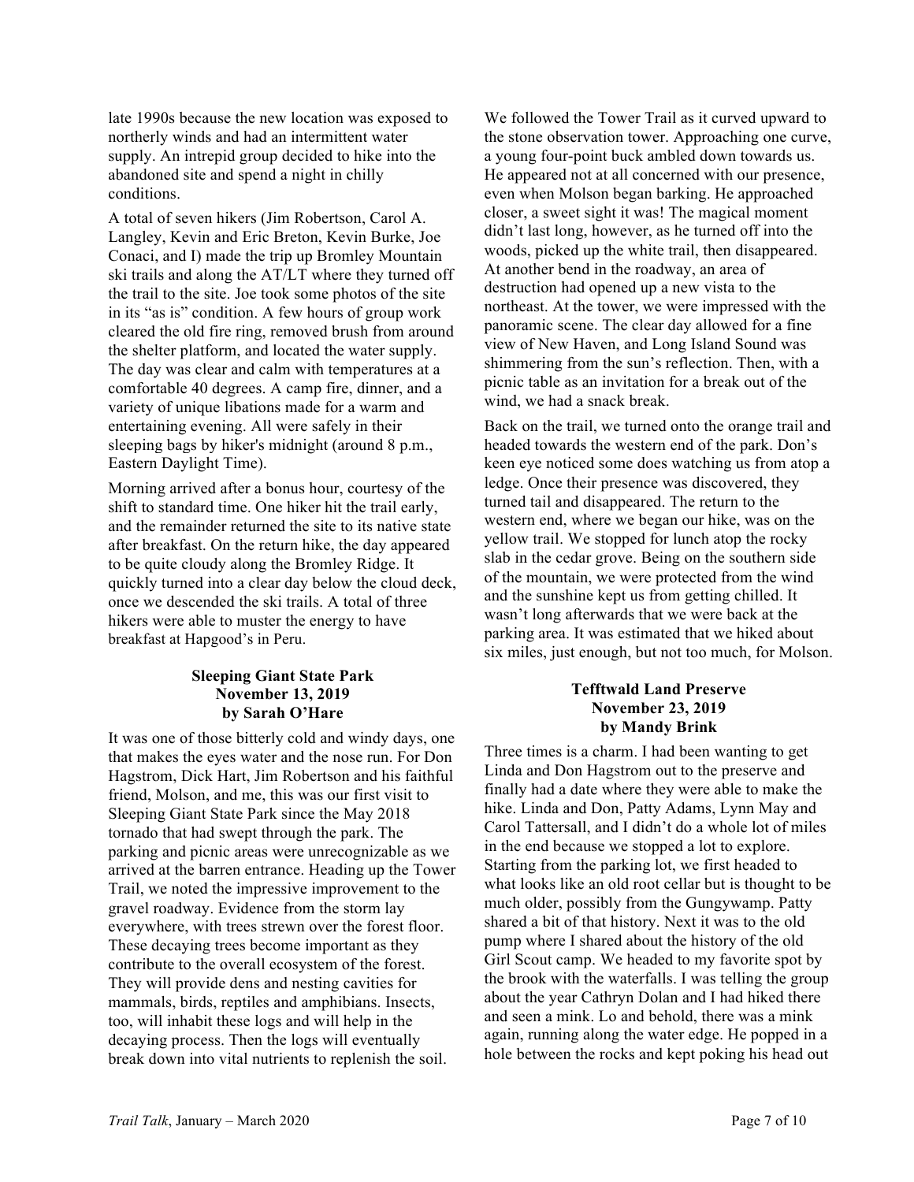late 1990s because the new location was exposed to northerly winds and had an intermittent water supply. An intrepid group decided to hike into the abandoned site and spend a night in chilly conditions.

A total of seven hikers (Jim Robertson, Carol A. Langley, Kevin and Eric Breton, Kevin Burke, Joe Conaci, and I) made the trip up Bromley Mountain ski trails and along the AT/LT where they turned off the trail to the site. Joe took some photos of the site in its "as is" condition. A few hours of group work cleared the old fire ring, removed brush from around the shelter platform, and located the water supply. The day was clear and calm with temperatures at a comfortable 40 degrees. A camp fire, dinner, and a variety of unique libations made for a warm and entertaining evening. All were safely in their sleeping bags by hiker's midnight (around 8 p.m., Eastern Daylight Time).

Morning arrived after a bonus hour, courtesy of the shift to standard time. One hiker hit the trail early, and the remainder returned the site to its native state after breakfast. On the return hike, the day appeared to be quite cloudy along the Bromley Ridge. It quickly turned into a clear day below the cloud deck, once we descended the ski trails. A total of three hikers were able to muster the energy to have breakfast at Hapgood's in Peru.

### Sleeping Giant State Park
**November 13, 2019**
**by Sarah O'Hare**

It was one of those bitterly cold and windy days, one that makes the eyes water and the nose run. For Don Hagstrom, Dick Hart, Jim Robertson and his faithful friend, Molson, and me, this was our first visit to Sleeping Giant State Park since the May 2018 tornado that had swept through the park. The parking and picnic areas were unrecognizable as we arrived at the barren entrance. Heading up the Tower Trail, we noted the impressive improvement to the gravel roadway. Evidence from the storm lay everywhere, with trees strewn over the forest floor. These decaying trees become important as they contribute to the overall ecosystem of the forest. They will provide dens and nesting cavities for mammals, birds, reptiles and amphibians. Insects, too, will inhabit these logs and will help in the decaying process. Then the logs will eventually break down into vital nutrients to replenish the soil.

We followed the Tower Trail as it curved upward to the stone observation tower. Approaching one curve, a young four-point buck ambled down towards us. He appeared not at all concerned with our presence, even when Molson began barking. He approached closer, a sweet sight it was! The magical moment didn't last long, however, as he turned off into the woods, picked up the white trail, then disappeared. At another bend in the roadway, an area of destruction had opened up a new vista to the northeast. At the tower, we were impressed with the panoramic scene. The clear day allowed for a fine view of New Haven, and Long Island Sound was shimmering from the sun's reflection. Then, with a picnic table as an invitation for a break out of the wind, we had a snack break.

Back on the trail, we turned onto the orange trail and headed towards the western end of the park. Don's keen eye noticed some does watching us from atop a ledge. Once their presence was discovered, they turned tail and disappeared. The return to the western end, where we began our hike, was on the yellow trail. We stopped for lunch atop the rocky slab in the cedar grove. Being on the southern side of the mountain, we were protected from the wind and the sunshine kept us from getting chilled. It wasn't long afterwards that we were back at the parking area. It was estimated that we hiked about six miles, just enough, but not too much, for Molson.

### Tefftwald Land Preserve
**November 23, 2019**
**by Mandy Brink**

Three times is a charm. I had been wanting to get Linda and Don Hagstrom out to the preserve and finally had a date where they were able to make the hike. Linda and Don, Patty Adams, Lynn May and Carol Tattersall, and I didn't do a whole lot of miles in the end because we stopped a lot to explore. Starting from the parking lot, we first headed to what looks like an old root cellar but is thought to be much older, possibly from the Gungywamp. Patty shared a bit of that history. Next it was to the old pump where I shared about the history of the old Girl Scout camp. We headed to my favorite spot by the brook with the waterfalls. I was telling the group about the year Cathryn Dolan and I had hiked there and seen a mink. Lo and behold, there was a mink again, running along the water edge. He popped in a hole between the rocks and kept poking his head out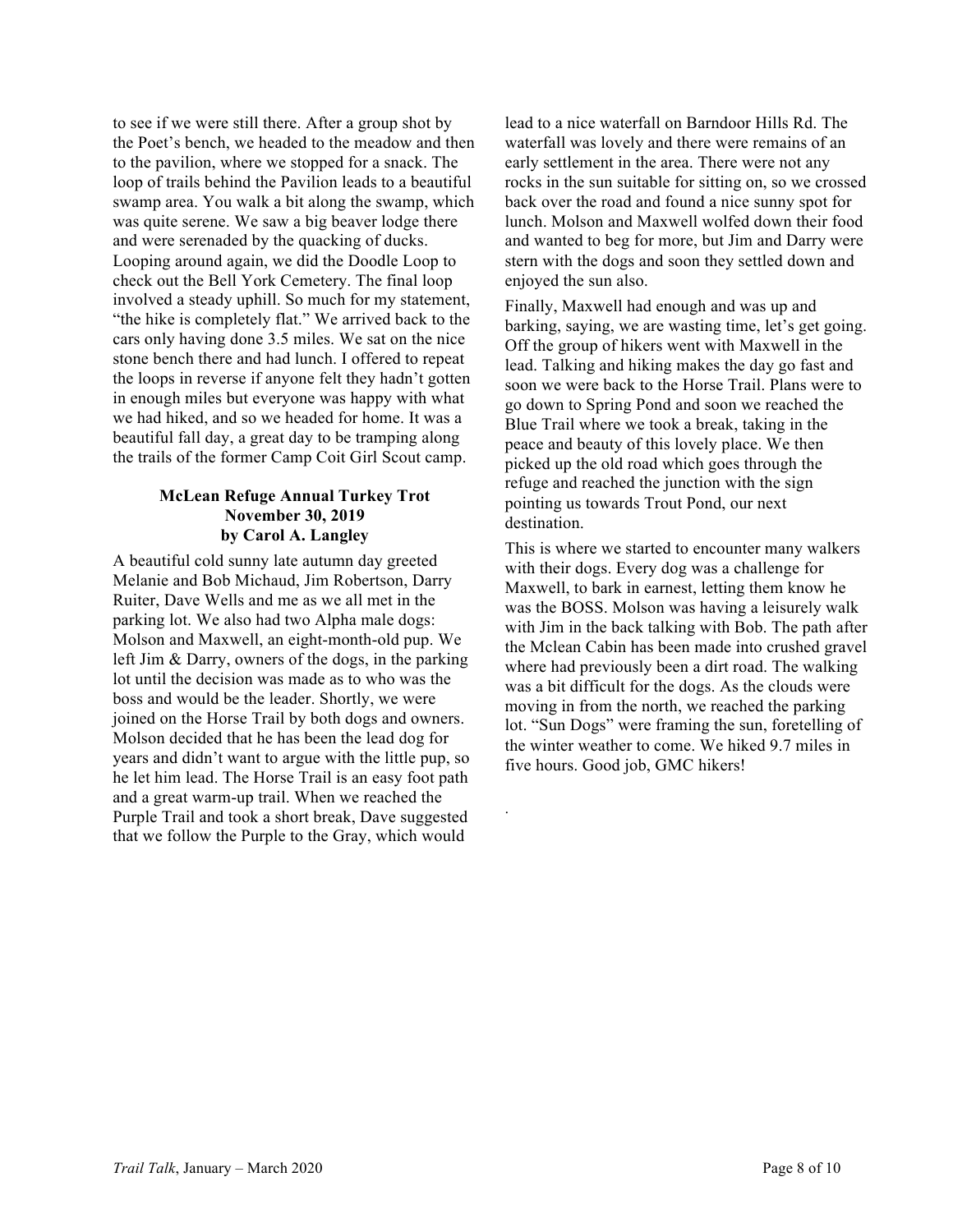to see if we were still there. After a group shot by the Poet's bench, we headed to the meadow and then to the pavilion, where we stopped for a snack. The loop of trails behind the Pavilion leads to a beautiful swamp area. You walk a bit along the swamp, which was quite serene. We saw a big beaver lodge there and were serenaded by the quacking of ducks. Looping around again, we did the Doodle Loop to check out the Bell York Cemetery. The final loop involved a steady uphill. So much for my statement, "the hike is completely flat." We arrived back to the cars only having done 3.5 miles. We sat on the nice stone bench there and had lunch. I offered to repeat the loops in reverse if anyone felt they hadn't gotten in enough miles but everyone was happy with what we had hiked, and so we headed for home. It was a beautiful fall day, a great day to be tramping along the trails of the former Camp Coit Girl Scout camp.

### McLean Refuge Annual Turkey Trot
**November 30, 2019**
**by Carol A. Langley**

A beautiful cold sunny late autumn day greeted Melanie and Bob Michaud, Jim Robertson, Darry Ruiter, Dave Wells and me as we all met in the parking lot. We also had two Alpha male dogs: Molson and Maxwell, an eight-month-old pup. We left Jim & Darry, owners of the dogs, in the parking lot until the decision was made as to who was the boss and would be the leader. Shortly, we were joined on the Horse Trail by both dogs and owners. Molson decided that he has been the lead dog for years and didn't want to argue with the little pup, so he let him lead. The Horse Trail is an easy foot path and a great warm-up trail. When we reached the Purple Trail and took a short break, Dave suggested that we follow the Purple to the Gray, which would lead to a nice waterfall on Barndoor Hills Rd. The waterfall was lovely and there were remains of an early settlement in the area. There were not any rocks in the sun suitable for sitting on, so we crossed back over the road and found a nice sunny spot for lunch. Molson and Maxwell wolfed down their food and wanted to beg for more, but Jim and Darry were stern with the dogs and soon they settled down and enjoyed the sun also.

Finally, Maxwell had enough and was up and barking, saying, we are wasting time, let's get going. Off the group of hikers went with Maxwell in the lead. Talking and hiking makes the day go fast and soon we were back to the Horse Trail. Plans were to go down to Spring Pond and soon we reached the Blue Trail where we took a break, taking in the peace and beauty of this lovely place. We then picked up the old road which goes through the refuge and reached the junction with the sign pointing us towards Trout Pond, our next destination.

This is where we started to encounter many walkers with their dogs. Every dog was a challenge for Maxwell, to bark in earnest, letting them know he was the BOSS. Molson was having a leisurely walk with Jim in the back talking with Bob. The path after the Mclean Cabin has been made into crushed gravel where had previously been a dirt road. The walking was a bit difficult for the dogs. As the clouds were moving in from the north, we reached the parking lot. "Sun Dogs" were framing the sun, foretelling of the winter weather to come. We hiked 9.7 miles in five hours. Good job, GMC hikers!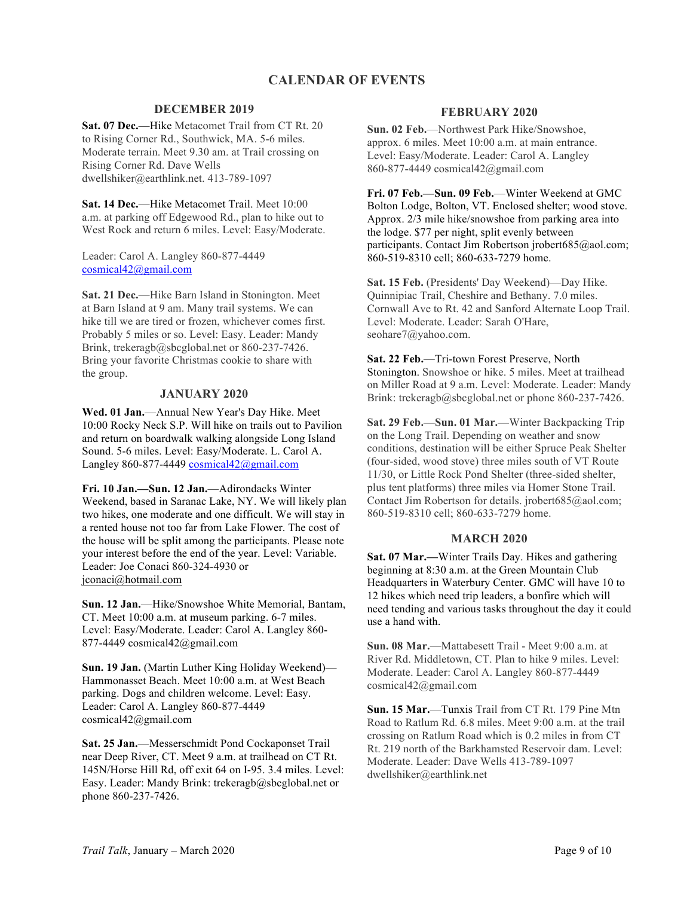# CALENDAR OF EVENTS

## DECEMBER 2019

**Sat. 07 Dec.**—Hike Metacomet Trail from CT Rt. 20 to Rising Corner Rd., Southwick, MA. 5-6 miles. Moderate terrain. Meet 9.30 am. at Trail crossing on Rising Corner Rd. Dave Wells dwellshiker@earthlink.net. 413-789-1097

**Sat. 14 Dec.**—Hike Metacomet Trail. Meet 10:00 a.m. at parking off Edgewood Rd., plan to hike out to West Rock and return 6 miles. Level: Easy/Moderate.

Leader: Carol A. Langley 860-877-4449 cosmical42@gmail.com

**Sat. 21 Dec.**—Hike Barn Island in Stonington. Meet at Barn Island at 9 am. Many trail systems. We can hike till we are tired or frozen, whichever comes first. Probably 5 miles or so. Level: Easy. Leader: Mandy Brink, trekeragb@sbcglobal.net or 860-237-7426. Bring your favorite Christmas cookie to share with the group.

## JANUARY 2020

**Wed. 01 Jan.**—Annual New Year's Day Hike. Meet 10:00 Rocky Neck S.P. Will hike on trails out to Pavilion and return on boardwalk walking alongside Long Island Sound. 5-6 miles. Level: Easy/Moderate. L. Carol A. Langley 860-877-4449 cosmical42@gmail.com

**Fri. 10 Jan.—Sun. 12 Jan.**—Adirondacks Winter Weekend, based in Saranac Lake, NY. We will likely plan two hikes, one moderate and one difficult. We will stay in a rented house not too far from Lake Flower. The cost of the house will be split among the participants. Please note your interest before the end of the year. Level: Variable. Leader: Joe Conaci 860-324-4930 or jconaci@hotmail.com

**Sun. 12 Jan.**—Hike/Snowshoe White Memorial, Bantam, CT. Meet 10:00 a.m. at museum parking. 6-7 miles. Level: Easy/Moderate. Leader: Carol A. Langley 860-877-4449 cosmical42@gmail.com

**Sun. 19 Jan.** (Martin Luther King Holiday Weekend)—Hammonasset Beach. Meet 10:00 a.m. at West Beach parking. Dogs and children welcome. Level: Easy. Leader: Carol A. Langley 860-877-4449 cosmical42@gmail.com

**Sat. 25 Jan.**—Messerschmidt Pond Cockaponset Trail near Deep River, CT. Meet 9 a.m. at trailhead on CT Rt. 145N/Horse Hill Rd, off exit 64 on I-95. 3.4 miles. Level: Easy. Leader: Mandy Brink: trekeragb@sbcglobal.net or phone 860-237-7426.

## FEBRUARY 2020

**Sun. 02 Feb.**—Northwest Park Hike/Snowshoe, approx. 6 miles. Meet 10:00 a.m. at main entrance. Level: Easy/Moderate. Leader: Carol A. Langley 860-877-4449 cosmical42@gmail.com

**Fri. 07 Feb.—Sun. 09 Feb.**—Winter Weekend at GMC Bolton Lodge, Bolton, VT. Enclosed shelter; wood stove. Approx. 2/3 mile hike/snowshoe from parking area into the lodge. $77 per night, split evenly between participants. Contact Jim Robertson jrobert685@aol.com; 860-519-8310 cell; 860-633-7279 home.

**Sat. 15 Feb.** (Presidents' Day Weekend)—Day Hike. Quinnipiac Trail, Cheshire and Bethany. 7.0 miles. Cornwall Ave to Rt. 42 and Sanford Alternate Loop Trail. Level: Moderate. Leader: Sarah O'Hare, seohare7@yahoo.com.

**Sat. 22 Feb.**—Tri-town Forest Preserve, North Stonington. Snowshoe or hike. 5 miles. Meet at trailhead on Miller Road at 9 a.m. Level: Moderate. Leader: Mandy Brink: trekeragb@sbcglobal.net or phone 860-237-7426.

**Sat. 29 Feb.—Sun. 01 Mar.**—Winter Backpacking Trip on the Long Trail. Depending on weather and snow conditions, destination will be either Spruce Peak Shelter (four-sided, wood stove) three miles south of VT Route 11/30, or Little Rock Pond Shelter (three-sided shelter, plus tent platforms) three miles via Homer Stone Trail. Contact Jim Robertson for details. jrobert685@aol.com; 860-519-8310 cell; 860-633-7279 home.

## MARCH 2020

**Sat. 07 Mar.**—Winter Trails Day. Hikes and gathering beginning at 8:30 a.m. at the Green Mountain Club Headquarters in Waterbury Center. GMC will have 10 to 12 hikes which need trip leaders, a bonfire which will need tending and various tasks throughout the day it could use a hand with.

**Sun. 08 Mar.**—Mattabesett Trail - Meet 9:00 a.m. at River Rd. Middletown, CT. Plan to hike 9 miles. Level: Moderate. Leader: Carol A. Langley 860-877-4449 cosmical42@gmail.com

**Sun. 15 Mar.**—Tunxis Trail from CT Rt. 179 Pine Mtn Road to Ratlum Rd. 6.8 miles. Meet 9:00 a.m. at the trail crossing on Ratlum Road which is 0.2 miles in from CT Rt. 219 north of the Barkhamsted Reservoir dam. Level: Moderate. Leader: Dave Wells 413-789-1097 dwellshiker@earthlink.net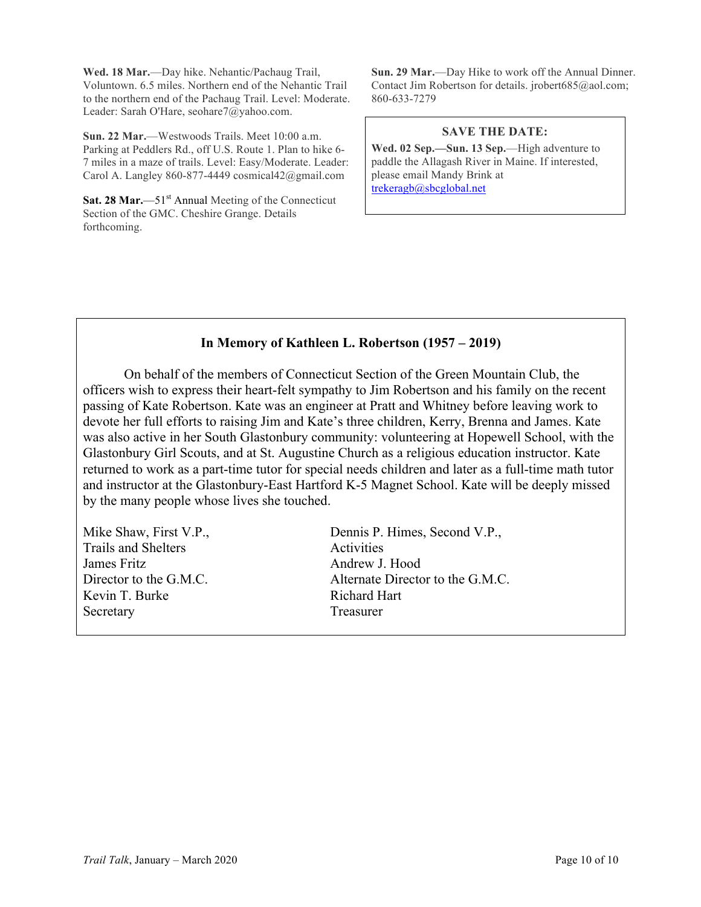**Wed. 18 Mar.**—Day hike. Nehantic/Pachaug Trail, Voluntown. 6.5 miles. Northern end of the Nehantic Trail to the northern end of the Pachaug Trail. Level: Moderate. Leader: Sarah O'Hare, seohare7@yahoo.com.

**Sun. 22 Mar.**—Westwoods Trails. Meet 10:00 a.m. Parking at Peddlers Rd., off U.S. Route 1. Plan to hike 6-7 miles in a maze of trails. Level: Easy/Moderate. Leader: Carol A. Langley 860-877-4449 cosmical42@gmail.com

**Sat. 28 Mar.**—51st Annual Meeting of the Connecticut Section of the GMC. Cheshire Grange. Details forthcoming.

**Sun. 29 Mar.**—Day Hike to work off the Annual Dinner. Contact Jim Robertson for details. jrobert685@aol.com; 860-633-7279

**SAVE THE DATE:**

**Wed. 02 Sep.—Sun. 13 Sep.**—High adventure to paddle the Allagash River in Maine. If interested, please email Mandy Brink at trekeragb@sbcglobal.net

## In Memory of Kathleen L. Robertson (1957 – 2019)

On behalf of the members of Connecticut Section of the Green Mountain Club, the officers wish to express their heart-felt sympathy to Jim Robertson and his family on the recent passing of Kate Robertson. Kate was an engineer at Pratt and Whitney before leaving work to devote her full efforts to raising Jim and Kate's three children, Kerry, Brenna and James. Kate was also active in her South Glastonbury community: volunteering at Hopewell School, with the Glastonbury Girl Scouts, and at St. Augustine Church as a religious education instructor. Kate returned to work as a part-time tutor for special needs children and later as a full-time math tutor and instructor at the Glastonbury-East Hartford K-5 Magnet School. Kate will be deeply missed by the many people whose lives she touched.

Mike Shaw, First V.P.,
Trails and Shelters

Dennis P. Himes, Second V.P.,
Activities

James Fritz
Director to the G.M.C.

Andrew J. Hood
Alternate Director to the G.M.C.

Kevin T. Burke
Secretary

Richard Hart
Treasurer